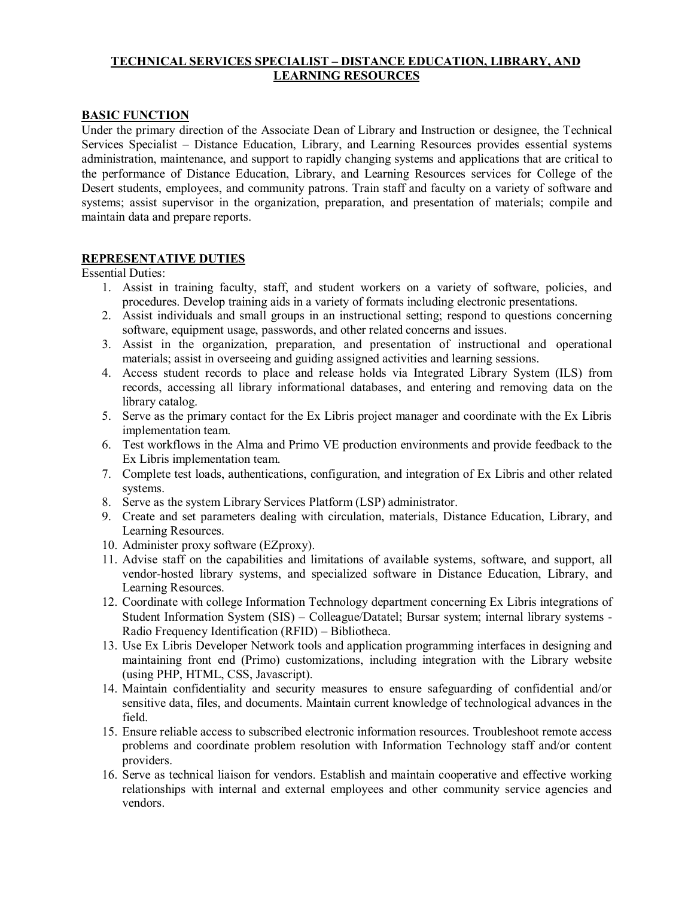# TECHNICAL SERVICES SPECIALIST – DISTANCE EDUCATION, LIBRARY, AND LEARNING RESOURCES

## BASIC FUNCTION

Under the primary direction of the Associate Dean of Library and Instruction or designee, the Technical Services Specialist – Distance Education, Library, and Learning Resources provides essential systems administration, maintenance, and support to rapidly changing systems and applications that are critical to the performance of Distance Education, Library, and Learning Resources services for College of the Desert students, employees, and community patrons. Train staff and faculty on a variety of software and systems; assist supervisor in the organization, preparation, and presentation of materials; compile and maintain data and prepare reports.

## REPRESENTATIVE DUTIES

Essential Duties:

1. Assist in training faculty, staff, and student workers on a variety of software, policies, and procedures. Develop training aids in a variety of formats including electronic presentations.
2. Assist individuals and small groups in an instructional setting; respond to questions concerning software, equipment usage, passwords, and other related concerns and issues.
3. Assist in the organization, preparation, and presentation of instructional and operational materials; assist in overseeing and guiding assigned activities and learning sessions.
4. Access student records to place and release holds via Integrated Library System (ILS) from records, accessing all library informational databases, and entering and removing data on the library catalog.
5. Serve as the primary contact for the Ex Libris project manager and coordinate with the Ex Libris implementation team.
6. Test workflows in the Alma and Primo VE production environments and provide feedback to the Ex Libris implementation team.
7. Complete test loads, authentications, configuration, and integration of Ex Libris and other related systems.
8. Serve as the system Library Services Platform (LSP) administrator.
9. Create and set parameters dealing with circulation, materials, Distance Education, Library, and Learning Resources.
10. Administer proxy software (EZproxy).
11. Advise staff on the capabilities and limitations of available systems, software, and support, all vendor-hosted library systems, and specialized software in Distance Education, Library, and Learning Resources.
12. Coordinate with college Information Technology department concerning Ex Libris integrations of Student Information System (SIS) – Colleague/Datatel; Bursar system; internal library systems - Radio Frequency Identification (RFID) – Bibliotheca.
13. Use Ex Libris Developer Network tools and application programming interfaces in designing and maintaining front end (Primo) customizations, including integration with the Library website (using PHP, HTML, CSS, Javascript).
14. Maintain confidentiality and security measures to ensure safeguarding of confidential and/or sensitive data, files, and documents. Maintain current knowledge of technological advances in the field.
15. Ensure reliable access to subscribed electronic information resources. Troubleshoot remote access problems and coordinate problem resolution with Information Technology staff and/or content providers.
16. Serve as technical liaison for vendors. Establish and maintain cooperative and effective working relationships with internal and external employees and other community service agencies and vendors.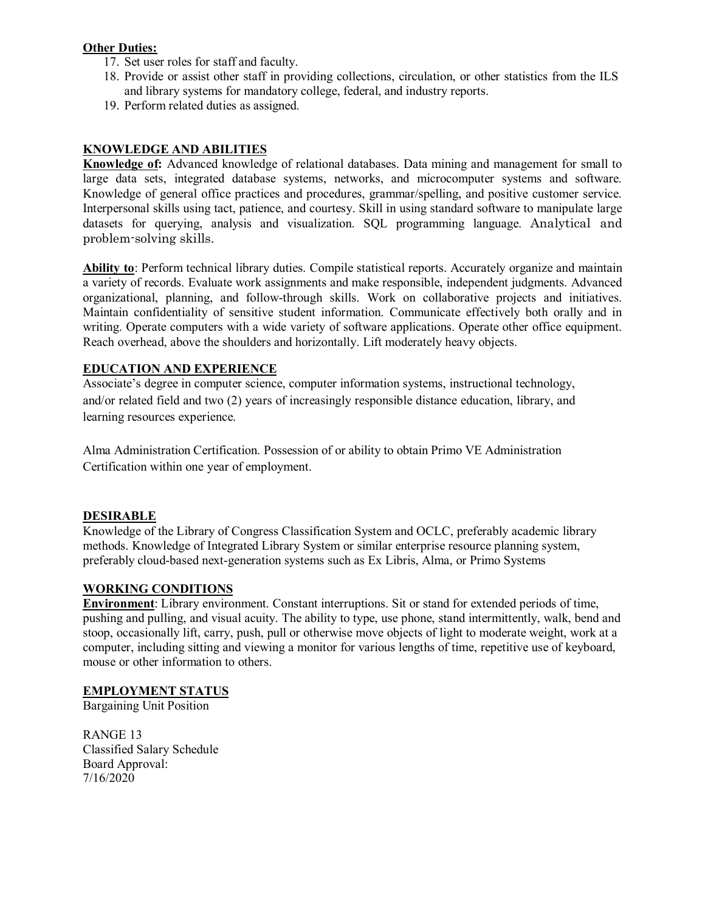**Other Duties:**

17. Set user roles for staff and faculty.
18. Provide or assist other staff in providing collections, circulation, or other statistics from the ILS and library systems for mandatory college, federal, and industry reports.
19. Perform related duties as assigned.

## KNOWLEDGE AND ABILITIES

**Knowledge of:** Advanced knowledge of relational databases. Data mining and management for small to large data sets, integrated database systems, networks, and microcomputer systems and software. Knowledge of general office practices and procedures, grammar/spelling, and positive customer service. Interpersonal skills using tact, patience, and courtesy. Skill in using standard software to manipulate large datasets for querying, analysis and visualization. SQL programming language. Analytical and problem-solving skills.

**Ability to**: Perform technical library duties. Compile statistical reports. Accurately organize and maintain a variety of records. Evaluate work assignments and make responsible, independent judgments. Advanced organizational, planning, and follow-through skills. Work on collaborative projects and initiatives. Maintain confidentiality of sensitive student information. Communicate effectively both orally and in writing. Operate computers with a wide variety of software applications. Operate other office equipment. Reach overhead, above the shoulders and horizontally. Lift moderately heavy objects.

## EDUCATION AND EXPERIENCE

Associate's degree in computer science, computer information systems, instructional technology, and/or related field and two (2) years of increasingly responsible distance education, library, and learning resources experience.

Alma Administration Certification. Possession of or ability to obtain Primo VE Administration Certification within one year of employment.

## DESIRABLE

Knowledge of the Library of Congress Classification System and OCLC, preferably academic library methods. Knowledge of Integrated Library System or similar enterprise resource planning system, preferably cloud-based next-generation systems such as Ex Libris, Alma, or Primo Systems

## WORKING CONDITIONS

**Environment**: Library environment. Constant interruptions. Sit or stand for extended periods of time, pushing and pulling, and visual acuity. The ability to type, use phone, stand intermittently, walk, bend and stoop, occasionally lift, carry, push, pull or otherwise move objects of light to moderate weight, work at a computer, including sitting and viewing a monitor for various lengths of time, repetitive use of keyboard, mouse or other information to others.

## EMPLOYMENT STATUS

Bargaining Unit Position

RANGE 13
Classified Salary Schedule
Board Approval:
7/16/2020